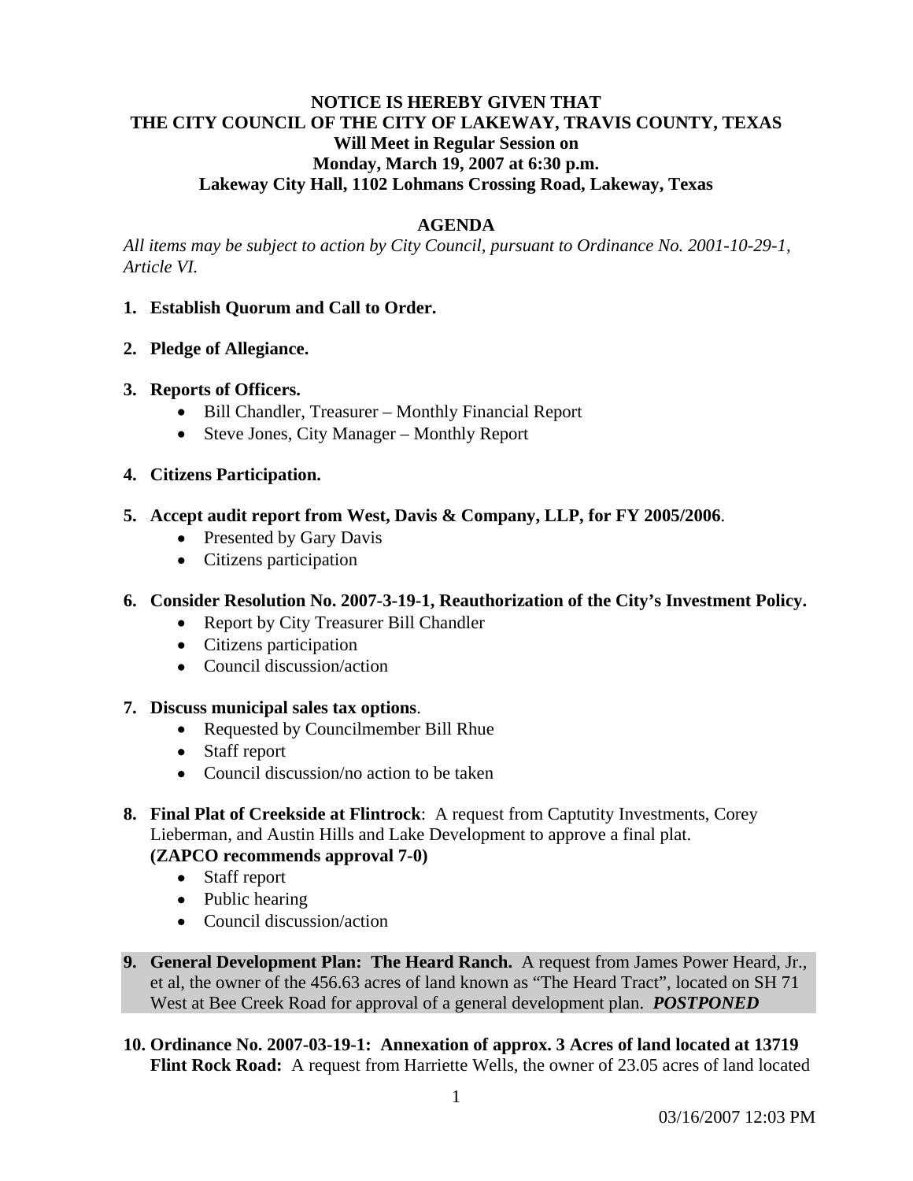**NOTICE IS HEREBY GIVEN THAT**
**THE CITY COUNCIL OF THE CITY OF LAKEWAY, TRAVIS COUNTY, TEXAS**
**Will Meet in Regular Session on**
**Monday, March 19, 2007 at 6:30 p.m.**
**Lakeway City Hall, 1102 Lohmans Crossing Road, Lakeway, Texas**

## AGENDA

*All items may be subject to action by City Council, pursuant to Ordinance No. 2001-10-29-1, Article VI.*

1. **Establish Quorum and Call to Order.**

2. **Pledge of Allegiance.**

3. **Reports of Officers.**
   - Bill Chandler, Treasurer – Monthly Financial Report
   - Steve Jones, City Manager – Monthly Report

4. **Citizens Participation.**

5. **Accept audit report from West, Davis & Company, LLP, for FY 2005/2006**.
   - Presented by Gary Davis
   - Citizens participation

6. **Consider Resolution No. 2007-3-19-1, Reauthorization of the City's Investment Policy.**
   - Report by City Treasurer Bill Chandler
   - Citizens participation
   - Council discussion/action

7. **Discuss municipal sales tax options**.
   - Requested by Councilmember Bill Rhue
   - Staff report
   - Council discussion/no action to be taken

8. **Final Plat of Creekside at Flintrock**: A request from Captutity Investments, Corey Lieberman, and Austin Hills and Lake Development to approve a final plat. **(ZAPCO recommends approval 7-0)**
   - Staff report
   - Public hearing
   - Council discussion/action

9. **General Development Plan: The Heard Ranch.** A request from James Power Heard, Jr., et al, the owner of the 456.63 acres of land known as "The Heard Tract", located on SH 71 West at Bee Creek Road for approval of a general development plan. ***POSTPONED***

10. **Ordinance No. 2007-03-19-1: Annexation of approx. 3 Acres of land located at 13719 Flint Rock Road:** A request from Harriette Wells, the owner of 23.05 acres of land located

03/16/2007 12:03 PM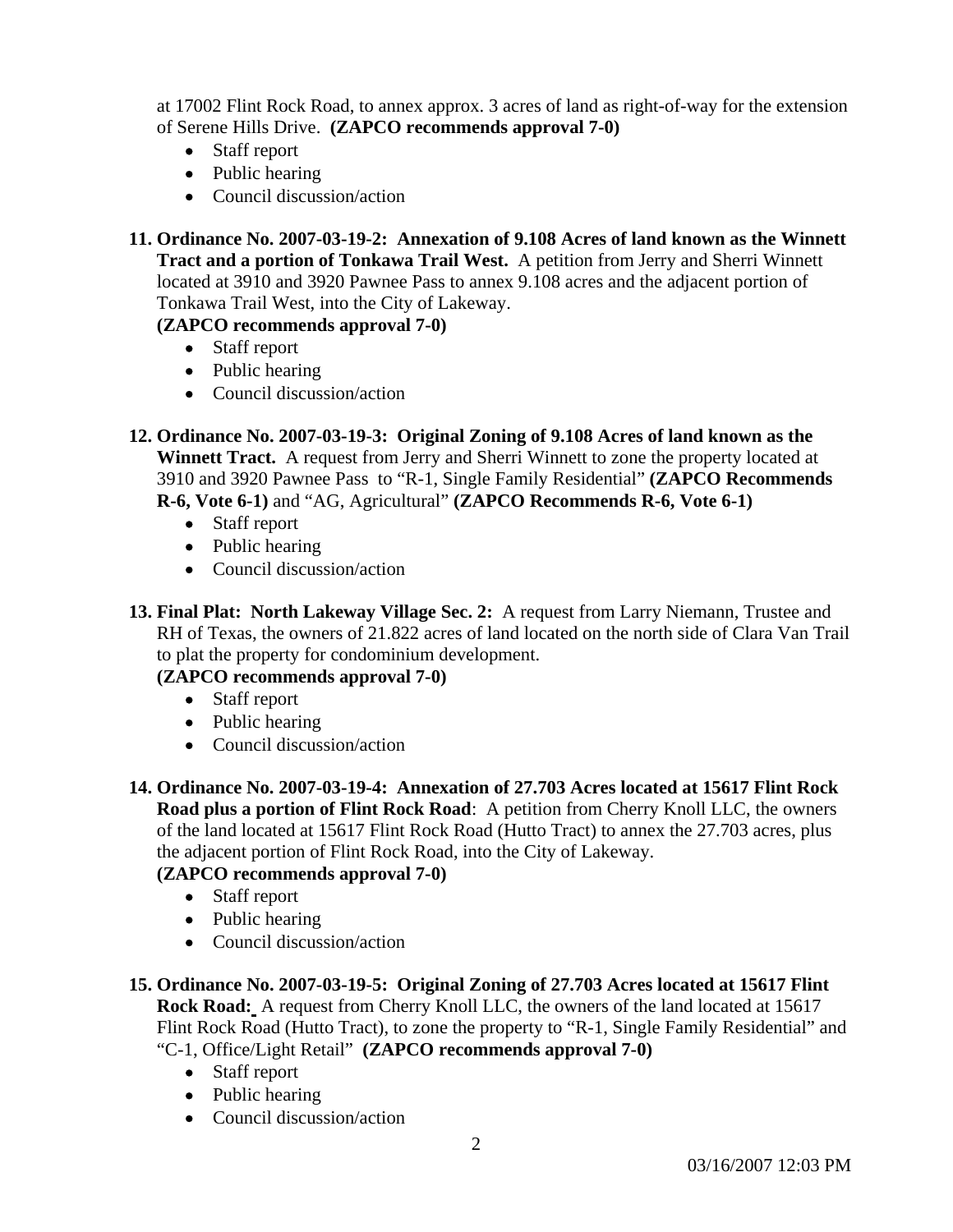at 17002 Flint Rock Road, to annex approx. 3 acres of land as right-of-way for the extension of Serene Hills Drive. **(ZAPCO recommends approval 7-0)**

- Staff report
- Public hearing
- Council discussion/action

11. **Ordinance No. 2007-03-19-2: Annexation of 9.108 Acres of land known as the Winnett Tract and a portion of Tonkawa Trail West.** A petition from Jerry and Sherri Winnett located at 3910 and 3920 Pawnee Pass to annex 9.108 acres and the adjacent portion of Tonkawa Trail West, into the City of Lakeway.
   **(ZAPCO recommends approval 7-0)**
   - Staff report
   - Public hearing
   - Council discussion/action

12. **Ordinance No. 2007-03-19-3: Original Zoning of 9.108 Acres of land known as the Winnett Tract.** A request from Jerry and Sherri Winnett to zone the property located at 3910 and 3920 Pawnee Pass to "R-1, Single Family Residential" **(ZAPCO Recommends R-6, Vote 6-1)** and "AG, Agricultural" **(ZAPCO Recommends R-6, Vote 6-1)**
   - Staff report
   - Public hearing
   - Council discussion/action

13. **Final Plat: North Lakeway Village Sec. 2:** A request from Larry Niemann, Trustee and RH of Texas, the owners of 21.822 acres of land located on the north side of Clara Van Trail to plat the property for condominium development.
   **(ZAPCO recommends approval 7-0)**
   - Staff report
   - Public hearing
   - Council discussion/action

14. **Ordinance No. 2007-03-19-4: Annexation of 27.703 Acres located at 15617 Flint Rock Road plus a portion of Flint Rock Road**: A petition from Cherry Knoll LLC, the owners of the land located at 15617 Flint Rock Road (Hutto Tract) to annex the 27.703 acres, plus the adjacent portion of Flint Rock Road, into the City of Lakeway.
   **(ZAPCO recommends approval 7-0)**
   - Staff report
   - Public hearing
   - Council discussion/action

15. **Ordinance No. 2007-03-19-5: Original Zoning of 27.703 Acres located at 15617 Flint Rock Road:** A request from Cherry Knoll LLC, the owners of the land located at 15617 Flint Rock Road (Hutto Tract), to zone the property to "R-1, Single Family Residential" and "C-1, Office/Light Retail" **(ZAPCO recommends approval 7-0)**
   - Staff report
   - Public hearing
   - Council discussion/action

03/16/2007 12:03 PM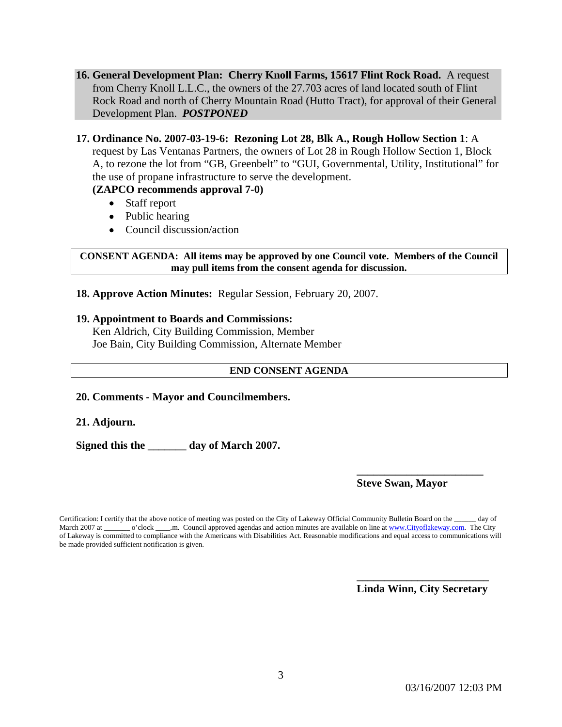**16. General Development Plan: Cherry Knoll Farms, 15617 Flint Rock Road.** A request from Cherry Knoll L.L.C., the owners of the 27.703 acres of land located south of Flint Rock Road and north of Cherry Mountain Road (Hutto Tract), for approval of their General Development Plan. ***POSTPONED***

**17. Ordinance No. 2007-03-19-6: Rezoning Lot 28, Blk A., Rough Hollow Section 1**: A request by Las Ventanas Partners, the owners of Lot 28 in Rough Hollow Section 1, Block A, to rezone the lot from "GB, Greenbelt" to "GUI, Governmental, Utility, Institutional" for the use of propane infrastructure to serve the development.

**(ZAPCO recommends approval 7-0)**

- Staff report
- Public hearing
- Council discussion/action

**CONSENT AGENDA: All items may be approved by one Council vote. Members of the Council may pull items from the consent agenda for discussion.**

**18. Approve Action Minutes:** Regular Session, February 20, 2007.

**19. Appointment to Boards and Commissions:**
Ken Aldrich, City Building Commission, Member
Joe Bain, City Building Commission, Alternate Member

**END CONSENT AGENDA**

**20. Comments - Mayor and Councilmembers.**

**21. Adjourn.**

**Signed this the _______ day of March 2007.**

_______________________
**Steve Swan, Mayor**

Certification: I certify that the above notice of meeting was posted on the City of Lakeway Official Community Bulletin Board on the ______ day of March 2007 at _______ o'clock ____.m. Council approved agendas and action minutes are available on line at www.Cityoflakeway.com. The City of Lakeway is committed to compliance with the Americans with Disabilities Act. Reasonable modifications and equal access to communications will be made provided sufficient notification is given.

_______________________
**Linda Winn, City Secretary**

03/16/2007 12:03 PM